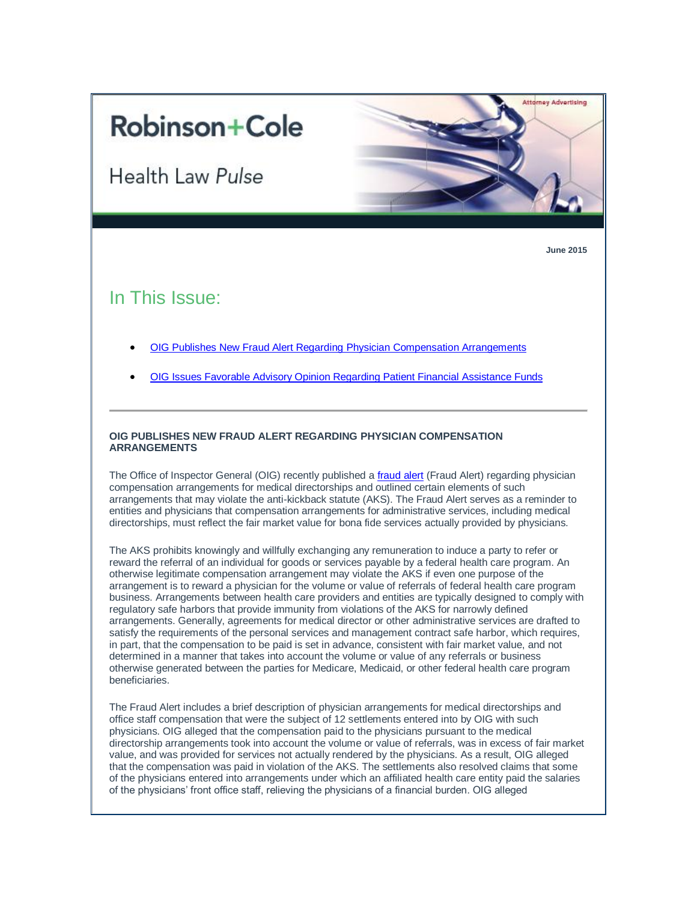# Robinson+Cole

## Health Law *Pulse*

Attorney Advertising

**June 2015**

## In This Issue:

- OIG Publishes New Fraud Alert Regarding Physician Compensation Arrangements
- OIG Issues Favorable Advisory Opinion Regarding Patient Financial Assistance Funds

---

### OIG PUBLISHES NEW FRAUD ALERT REGARDING PHYSICIAN COMPENSATION ARRANGEMENTS

The Office of Inspector General (OIG) recently published a fraud alert (Fraud Alert) regarding physician compensation arrangements for medical directorships and outlined certain elements of such arrangements that may violate the anti-kickback statute (AKS). The Fraud Alert serves as a reminder to entities and physicians that compensation arrangements for administrative services, including medical directorships, must reflect the fair market value for bona fide services actually provided by physicians.

The AKS prohibits knowingly and willfully exchanging any remuneration to induce a party to refer or reward the referral of an individual for goods or services payable by a federal health care program. An otherwise legitimate compensation arrangement may violate the AKS if even one purpose of the arrangement is to reward a physician for the volume or value of referrals of federal health care program business. Arrangements between health care providers and entities are typically designed to comply with regulatory safe harbors that provide immunity from violations of the AKS for narrowly defined arrangements. Generally, agreements for medical director or other administrative services are drafted to satisfy the requirements of the personal services and management contract safe harbor, which requires, in part, that the compensation to be paid is set in advance, consistent with fair market value, and not determined in a manner that takes into account the volume or value of any referrals or business otherwise generated between the parties for Medicare, Medicaid, or other federal health care program beneficiaries.

The Fraud Alert includes a brief description of physician arrangements for medical directorships and office staff compensation that were the subject of 12 settlements entered into by OIG with such physicians. OIG alleged that the compensation paid to the physicians pursuant to the medical directorship arrangements took into account the volume or value of referrals, was in excess of fair market value, and was provided for services not actually rendered by the physicians. As a result, OIG alleged that the compensation was paid in violation of the AKS. The settlements also resolved claims that some of the physicians entered into arrangements under which an affiliated health care entity paid the salaries of the physicians' front office staff, relieving the physicians of a financial burden. OIG alleged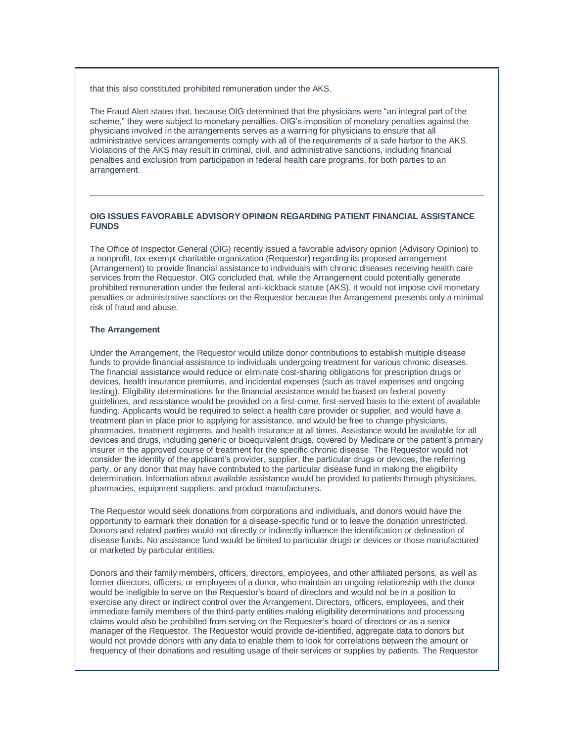that this also constituted prohibited remuneration under the AKS.

The Fraud Alert states that, because OIG determined that the physicians were "an integral part of the scheme," they were subject to monetary penalties. OIG's imposition of monetary penalties against the physicians involved in the arrangements serves as a warning for physicians to ensure that all administrative services arrangements comply with all of the requirements of a safe harbor to the AKS. Violations of the AKS may result in criminal, civil, and administrative sanctions, including financial penalties and exclusion from participation in federal health care programs, for both parties to an arrangement.

---

## OIG ISSUES FAVORABLE ADVISORY OPINION REGARDING PATIENT FINANCIAL ASSISTANCE FUNDS

The Office of Inspector General (OIG) recently issued a favorable advisory opinion (Advisory Opinion) to a nonprofit, tax-exempt charitable organization (Requestor) regarding its proposed arrangement (Arrangement) to provide financial assistance to individuals with chronic diseases receiving health care services from the Requestor. OIG concluded that, while the Arrangement could potentially generate prohibited remuneration under the federal anti-kickback statute (AKS), it would not impose civil monetary penalties or administrative sanctions on the Requestor because the Arrangement presents only a minimal risk of fraud and abuse.

### The Arrangement

Under the Arrangement, the Requestor would utilize donor contributions to establish multiple disease funds to provide financial assistance to individuals undergoing treatment for various chronic diseases. The financial assistance would reduce or eliminate cost-sharing obligations for prescription drugs or devices, health insurance premiums, and incidental expenses (such as travel expenses and ongoing testing). Eligibility determinations for the financial assistance would be based on federal poverty guidelines, and assistance would be provided on a first-come, first-served basis to the extent of available funding. Applicants would be required to select a health care provider or supplier, and would have a treatment plan in place prior to applying for assistance, and would be free to change physicians, pharmacies, treatment regimens, and health insurance at all times. Assistance would be available for all devices and drugs, including generic or bioequivalent drugs, covered by Medicare or the patient's primary insurer in the approved course of treatment for the specific chronic disease. The Requestor would not consider the identity of the applicant's provider, supplier, the particular drugs or devices, the referring party, or any donor that may have contributed to the particular disease fund in making the eligibility determination. Information about available assistance would be provided to patients through physicians, pharmacies, equipment suppliers, and product manufacturers.

The Requestor would seek donations from corporations and individuals, and donors would have the opportunity to earmark their donation for a disease-specific fund or to leave the donation unrestricted. Donors and related parties would not directly or indirectly influence the identification or delineation of disease funds. No assistance fund would be limited to particular drugs or devices or those manufactured or marketed by particular entities.

Donors and their family members, officers, directors, employees, and other affiliated persons, as well as former directors, officers, or employees of a donor, who maintain an ongoing relationship with the donor would be ineligible to serve on the Requestor's board of directors and would not be in a position to exercise any direct or indirect control over the Arrangement. Directors, officers, employees, and their immediate family members of the third-party entities making eligibility determinations and processing claims would also be prohibited from serving on the Requester's board of directors or as a senior manager of the Requestor. The Requestor would provide de-identified, aggregate data to donors but would not provide donors with any data to enable them to look for correlations between the amount or frequency of their donations and resulting usage of their services or supplies by patients. The Requestor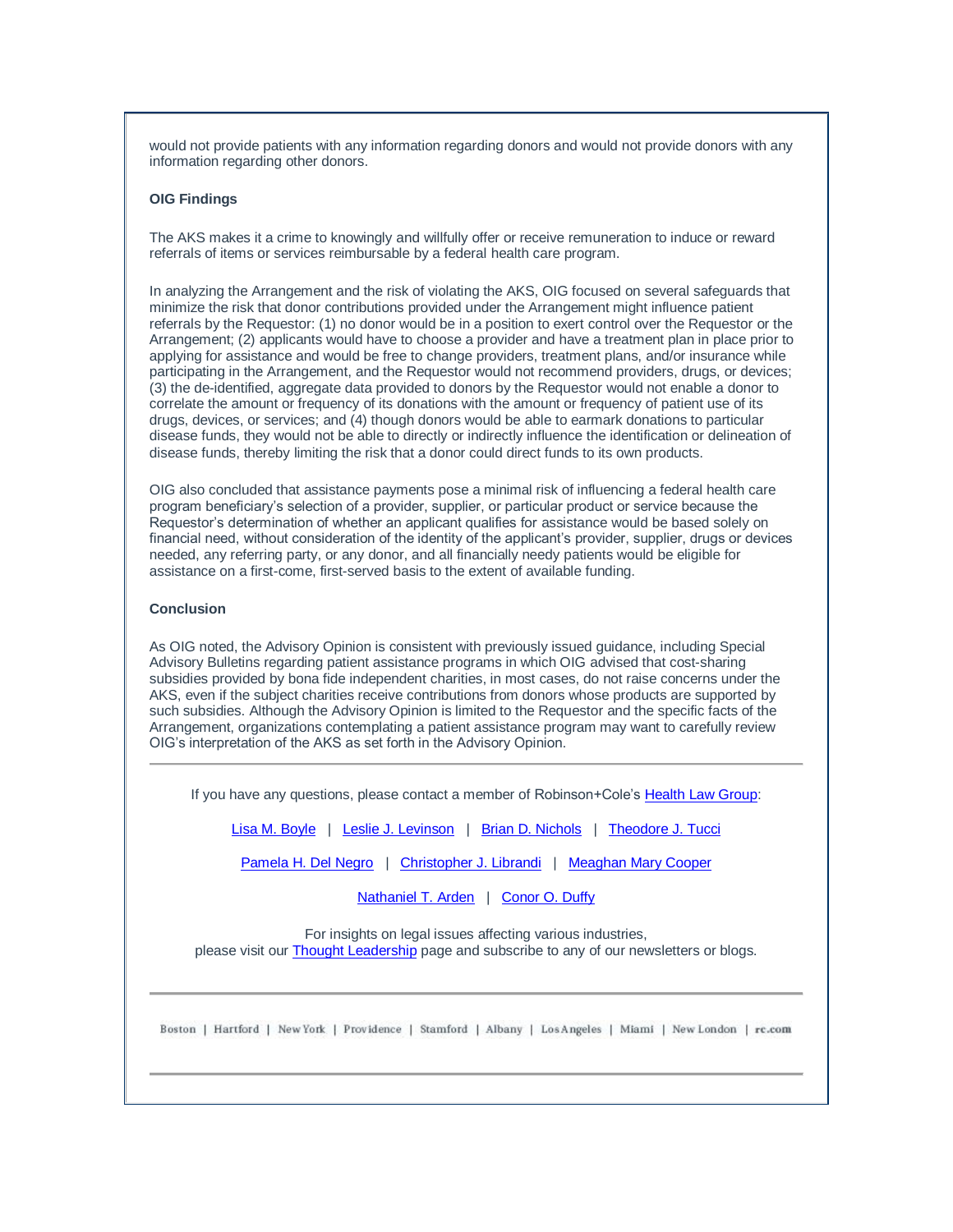would not provide patients with any information regarding donors and would not provide donors with any information regarding other donors.

**OIG Findings**

The AKS makes it a crime to knowingly and willfully offer or receive remuneration to induce or reward referrals of items or services reimbursable by a federal health care program.

In analyzing the Arrangement and the risk of violating the AKS, OIG focused on several safeguards that minimize the risk that donor contributions provided under the Arrangement might influence patient referrals by the Requestor: (1) no donor would be in a position to exert control over the Requestor or the Arrangement; (2) applicants would have to choose a provider and have a treatment plan in place prior to applying for assistance and would be free to change providers, treatment plans, and/or insurance while participating in the Arrangement, and the Requestor would not recommend providers, drugs, or devices; (3) the de-identified, aggregate data provided to donors by the Requestor would not enable a donor to correlate the amount or frequency of its donations with the amount or frequency of patient use of its drugs, devices, or services; and (4) though donors would be able to earmark donations to particular disease funds, they would not be able to directly or indirectly influence the identification or delineation of disease funds, thereby limiting the risk that a donor could direct funds to its own products.

OIG also concluded that assistance payments pose a minimal risk of influencing a federal health care program beneficiary's selection of a provider, supplier, or particular product or service because the Requestor's determination of whether an applicant qualifies for assistance would be based solely on financial need, without consideration of the identity of the applicant's provider, supplier, drugs or devices needed, any referring party, or any donor, and all financially needy patients would be eligible for assistance on a first-come, first-served basis to the extent of available funding.

**Conclusion**

As OIG noted, the Advisory Opinion is consistent with previously issued guidance, including Special Advisory Bulletins regarding patient assistance programs in which OIG advised that cost-sharing subsidies provided by bona fide independent charities, in most cases, do not raise concerns under the AKS, even if the subject charities receive contributions from donors whose products are supported by such subsidies. Although the Advisory Opinion is limited to the Requestor and the specific facts of the Arrangement, organizations contemplating a patient assistance program may want to carefully review OIG's interpretation of the AKS as set forth in the Advisory Opinion.

---

If you have any questions, please contact a member of Robinson+Cole's Health Law Group:

Lisa M. Boyle | Leslie J. Levinson | Brian D. Nichols | Theodore J. Tucci

Pamela H. Del Negro | Christopher J. Librandi | Meaghan Mary Cooper

Nathaniel T. Arden | Conor O. Duffy

For insights on legal issues affecting various industries, please visit our Thought Leadership page and subscribe to any of our newsletters or blogs.

---

Boston | Hartford | New York | Providence | Stamford | Albany | Los Angeles | Miami | New London | rc.com

---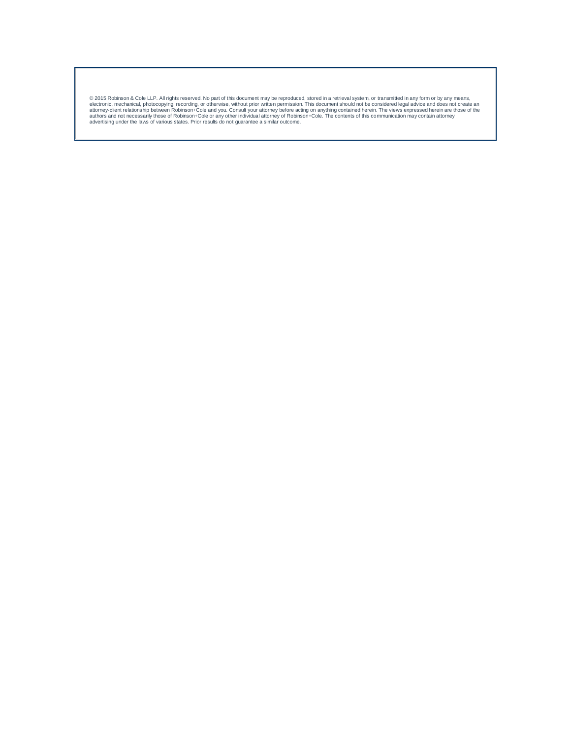© 2015 Robinson & Cole LLP. All rights reserved. No part of this document may be reproduced, stored in a retrieval system, or transmitted in any form or by any means, electronic, mechanical, photocopying, recording, or otherwise, without prior written permission. This document should not be considered legal advice and does not create an attorney-client relationship between Robinson+Cole and you. Consult your attorney before acting on anything contained herein. The views expressed herein are those of the authors and not necessarily those of Robinson+Cole or any other individual attorney of Robinson+Cole. The contents of this communication may contain attorney advertising under the laws of various states. Prior results do not guarantee a similar outcome.